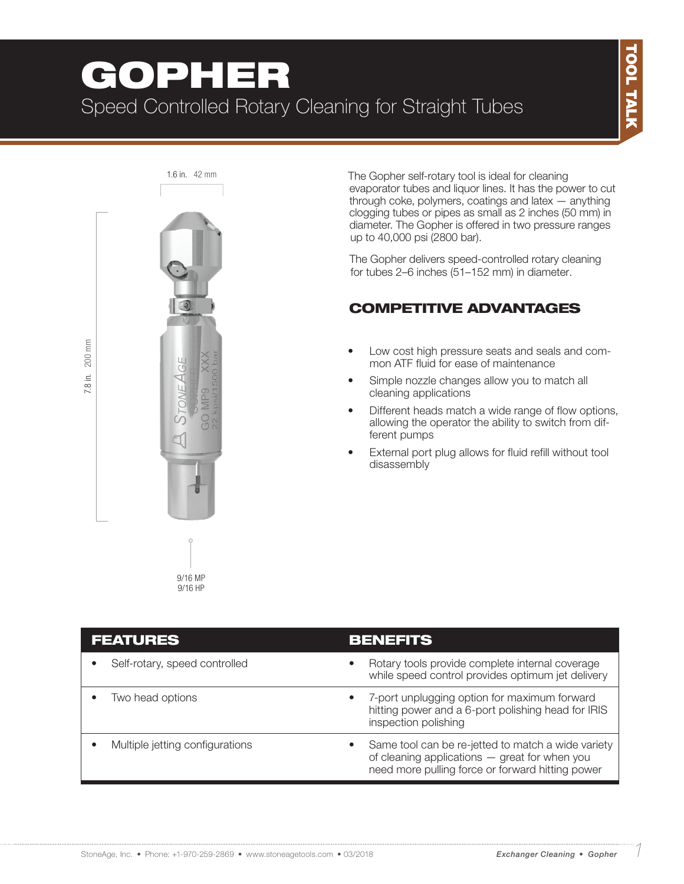# GOPHER

## Speed Controlled Rotary Cleaning for Straight Tubes

TOOL TALK

1.6 in. 42 mm

7.8 in. 200 mm

9/16 MP
9/16 HP

The Gopher self-rotary tool is ideal for cleaning evaporator tubes and liquor lines. It has the power to cut through coke, polymers, coatings and latex — anything clogging tubes or pipes as small as 2 inches (50 mm) in diameter. The Gopher is offered in two pressure ranges up to 40,000 psi (2800 bar).

The Gopher delivers speed-controlled rotary cleaning for tubes 2–6 inches (51–152 mm) in diameter.

## COMPETITIVE ADVANTAGES

- Low cost high pressure seats and seals and common ATF fluid for ease of maintenance
- Simple nozzle changes allow you to match all cleaning applications
- Different heads match a wide range of flow options, allowing the operator the ability to switch from different pumps
- External port plug allows for fluid refill without tool disassembly

| FEATURES | BENEFITS |
|---|---|
| • Self-rotary, speed controlled | • Rotary tools provide complete internal coverage while speed control provides optimum jet delivery |
| • Two head options | • 7-port unplugging option for maximum forward hitting power and a 6-port polishing head for IRIS inspection polishing |
| • Multiple jetting configurations | • Same tool can be re-jetted to match a wide variety of cleaning applications — great for when you need more pulling force or forward hitting power |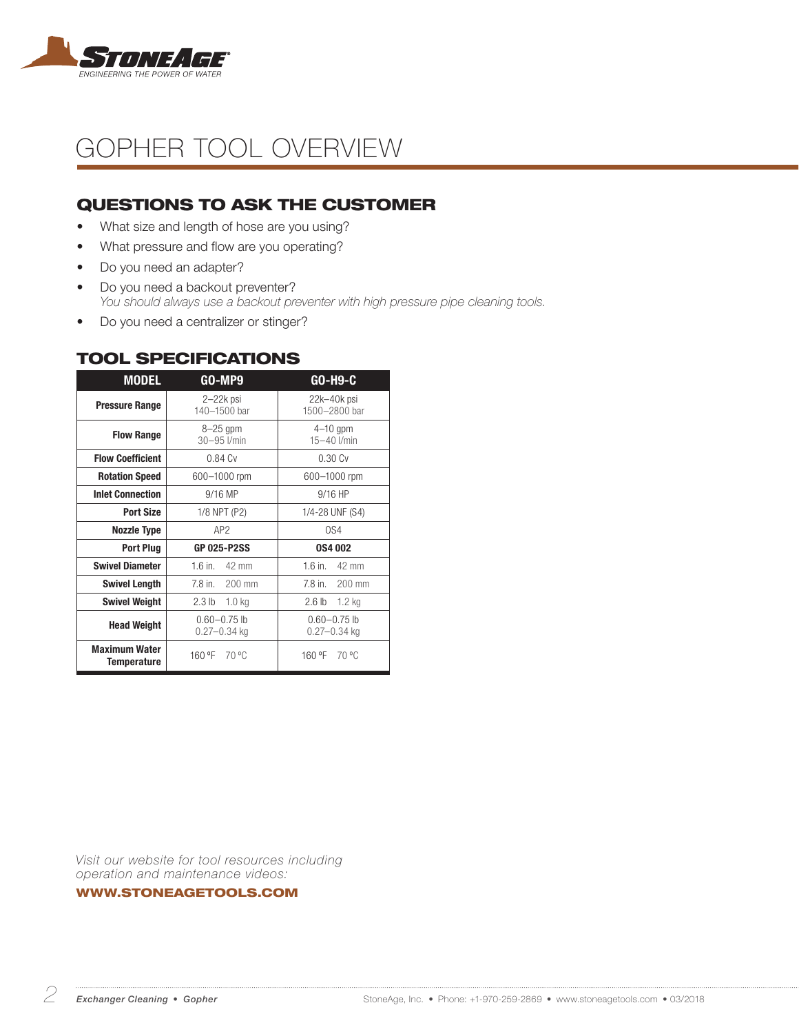# GOPHER TOOL OVERVIEW

## QUESTIONS TO ASK THE CUSTOMER

- What size and length of hose are you using?
- What pressure and flow are you operating?
- Do you need an adapter?
- Do you need a backout preventer?
  *You should always use a backout preventer with high pressure pipe cleaning tools.*
- Do you need a centralizer or stinger?

## TOOL SPECIFICATIONS

| MODEL | GO-MP9 | GO-H9-C |
|---|---|---|
| **Pressure Range** | 2–22k psi<br>140–1500 bar | 22k–40k psi<br>1500–2800 bar |
| **Flow Range** | 8–25 gpm<br>30–95 l/min | 4–10 gpm<br>15–40 l/min |
| **Flow Coefficient** | 0.84 Cv | 0.30 Cv |
| **Rotation Speed** | 600–1000 rpm | 600–1000 rpm |
| **Inlet Connection** | 9/16 MP | 9/16 HP |
| **Port Size** | 1/8 NPT (P2) | 1/4-28 UNF (S4) |
| **Nozzle Type** | AP2 | OS4 |
| **Port Plug** | **GP 025-P2SS** | **OS4 002** |
| **Swivel Diameter** | 1.6 in. 42 mm | 1.6 in. 42 mm |
| **Swivel Length** | 7.8 in. 200 mm | 7.8 in. 200 mm |
| **Swivel Weight** | 2.3 lb 1.0 kg | 2.6 lb 1.2 kg |
| **Head Weight** | 0.60–0.75 lb<br>0.27–0.34 kg | 0.60–0.75 lb<br>0.27–0.34 kg |
| **Maximum Water Temperature** | 160 °F 70 °C | 160 °F 70 °C |

*Visit our website for tool resources including operation and maintenance videos:*

**WWW.STONEAGETOOLS.COM**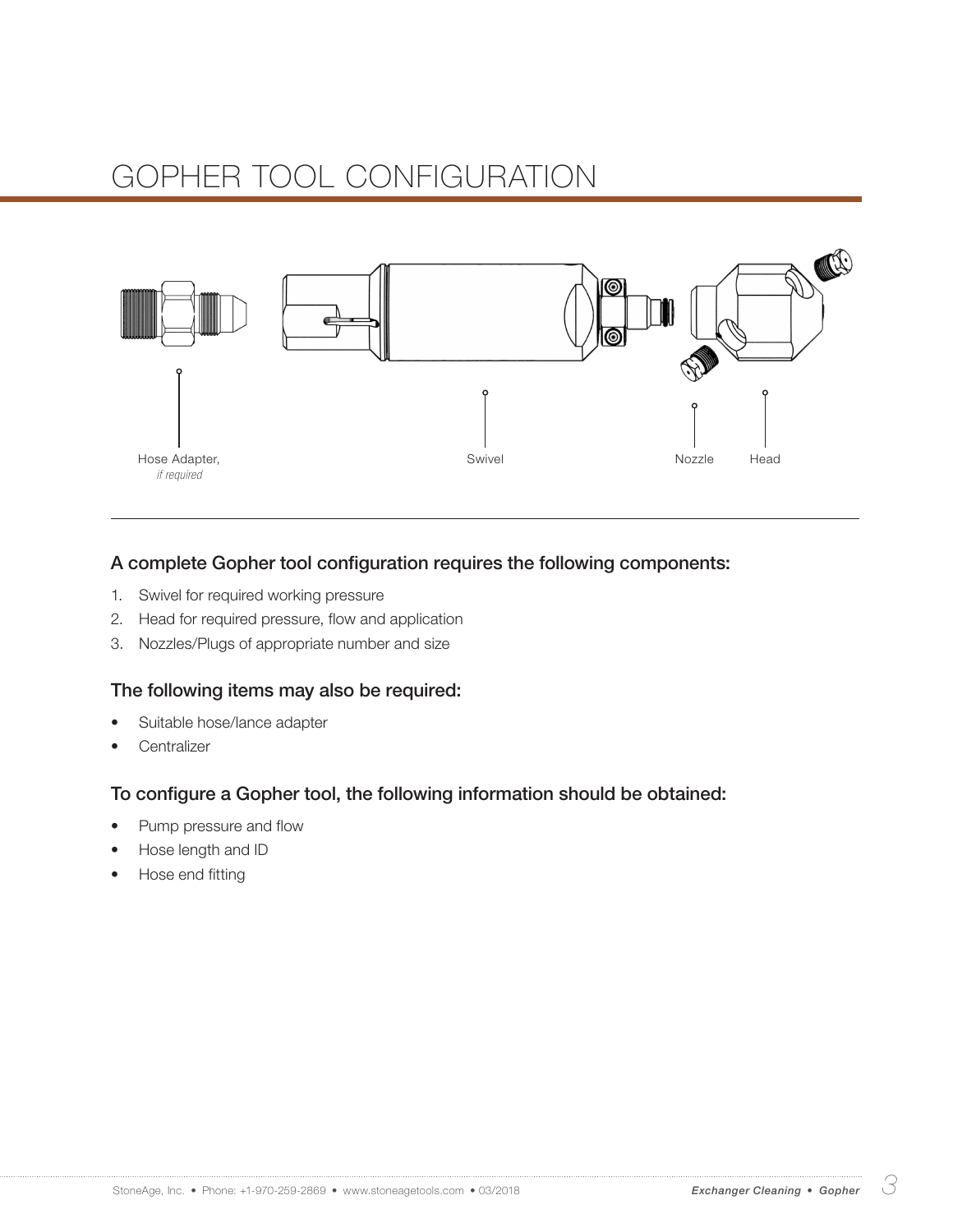# GOPHER TOOL CONFIGURATION

Hose Adapter, *if required*

Swivel

Nozzle

Head

### A complete Gopher tool configuration requires the following components:

1. Swivel for required working pressure
2. Head for required pressure, flow and application
3. Nozzles/Plugs of appropriate number and size

### The following items may also be required:

- Suitable hose/lance adapter
- Centralizer

### To configure a Gopher tool, the following information should be obtained:

- Pump pressure and flow
- Hose length and ID
- Hose end fitting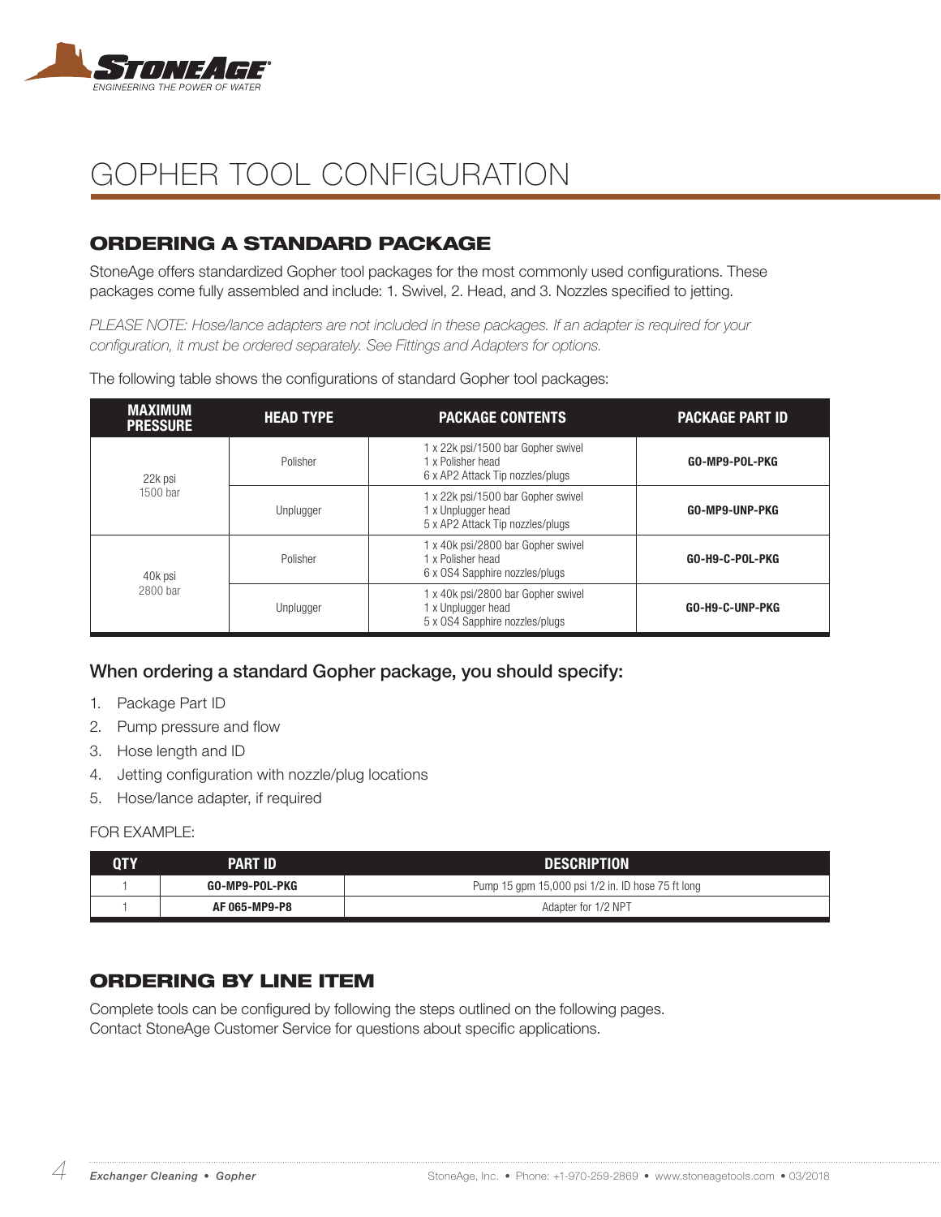# GOPHER TOOL CONFIGURATION

## ORDERING A STANDARD PACKAGE

StoneAge offers standardized Gopher tool packages for the most commonly used configurations. These packages come fully assembled and include: 1. Swivel, 2. Head, and 3. Nozzles specified to jetting.

*PLEASE NOTE: Hose/lance adapters are not included in these packages. If an adapter is required for your configuration, it must be ordered separately. See Fittings and Adapters for options.*

The following table shows the configurations of standard Gopher tool packages:

| MAXIMUM PRESSURE | HEAD TYPE | PACKAGE CONTENTS | PACKAGE PART ID |
|---|---|---|---|
| 22k psi 1500 bar | Polisher | 1 x 22k psi/1500 bar Gopher swivel<br>1 x Polisher head<br>6 x AP2 Attack Tip nozzles/plugs | **GO-MP9-POL-PKG** |
| | Unplugger | 1 x 22k psi/1500 bar Gopher swivel<br>1 x Unplugger head<br>5 x AP2 Attack Tip nozzles/plugs | **GO-MP9-UNP-PKG** |
| 40k psi 2800 bar | Polisher | 1 x 40k psi/2800 bar Gopher swivel<br>1 x Polisher head<br>6 x OS4 Sapphire nozzles/plugs | **GO-H9-C-POL-PKG** |
| | Unplugger | 1 x 40k psi/2800 bar Gopher swivel<br>1 x Unplugger head<br>5 x OS4 Sapphire nozzles/plugs | **GO-H9-C-UNP-PKG** |

### When ordering a standard Gopher package, you should specify:

1. Package Part ID
2. Pump pressure and flow
3. Hose length and ID
4. Jetting configuration with nozzle/plug locations
5. Hose/lance adapter, if required

FOR EXAMPLE:

| QTY | PART ID | DESCRIPTION |
|---|---|---|
| 1 | **GO-MP9-POL-PKG** | Pump 15 gpm 15,000 psi 1/2 in. ID hose 75 ft long |
| 1 | **AF 065-MP9-P8** | Adapter for 1/2 NPT |

## ORDERING BY LINE ITEM

Complete tools can be configured by following the steps outlined on the following pages. Contact StoneAge Customer Service for questions about specific applications.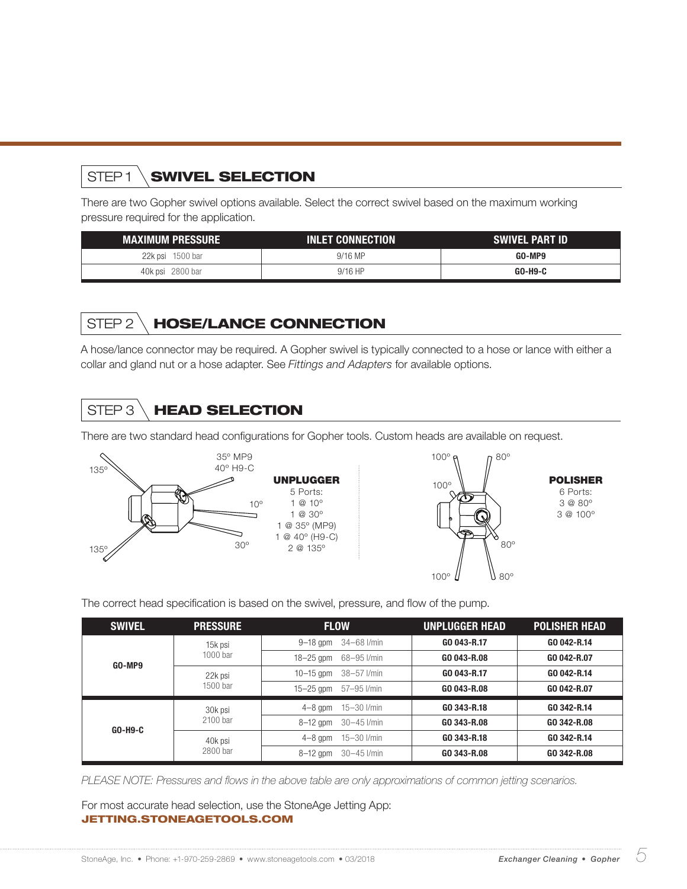## STEP 1 SWIVEL SELECTION

There are two Gopher swivel options available. Select the correct swivel based on the maximum working pressure required for the application.

| MAXIMUM PRESSURE | INLET CONNECTION | SWIVEL PART ID |
|---|---|---|
| 22k psi 1500 bar | 9/16 MP | **GO-MP9** |
| 40k psi 2800 bar | 9/16 HP | **GO-H9-C** |

## STEP 2 HOSE/LANCE CONNECTION

A hose/lance connector may be required. A Gopher swivel is typically connected to a hose or lance with either a collar and gland nut or a hose adapter. See *Fittings and Adapters* for available options.

## STEP 3 HEAD SELECTION

There are two standard head configurations for Gopher tools. Custom heads are available on request.

**UNPLUGGER**
5 Ports:
1 @ 10°
1 @ 30°
1 @ 35° (MP9)
1 @ 40° (H9-C)
2 @ 135°

**POLISHER**
6 Ports:
3 @ 80°
3 @ 100°

The correct head specification is based on the swivel, pressure, and flow of the pump.

| SWIVEL | PRESSURE | FLOW | UNPLUGGER HEAD | POLISHER HEAD |
|---|---|---|---|---|
| **GO-MP9** | 15k psi 1000 bar | 9–18 gpm 34–68 l/min | **GO 043-R.17** | **GO 042-R.14** |
| | | 18–25 gpm 68–95 l/min | **GO 043-R.08** | **GO 042-R.07** |
| | 22k psi 1500 bar | 10–15 gpm 38–57 l/min | **GO 043-R.17** | **GO 042-R.14** |
| | | 15–25 gpm 57–95 l/min | **GO 043-R.08** | **GO 042-R.07** |
| **GO-H9-C** | 30k psi 2100 bar | 4–8 gpm 15–30 l/min | **GO 343-R.18** | **GO 342-R.14** |
| | | 8–12 gpm 30–45 l/min | **GO 343-R.08** | **GO 342-R.08** |
| | 40k psi 2800 bar | 4–8 gpm 15–30 l/min | **GO 343-R.18** | **GO 342-R.14** |
| | | 8–12 gpm 30–45 l/min | **GO 343-R.08** | **GO 342-R.08** |

*PLEASE NOTE: Pressures and flows in the above table are only approximations of common jetting scenarios.*

For most accurate head selection, use the StoneAge Jetting App:
**JETTING.STONEAGETOOLS.COM**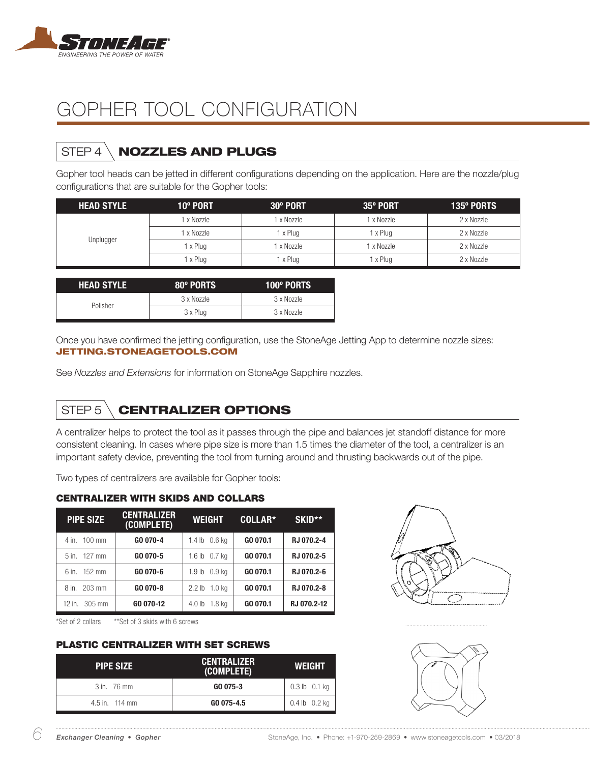# GOPHER TOOL CONFIGURATION

## STEP 4 NOZZLES AND PLUGS

Gopher tool heads can be jetted in different configurations depending on the application. Here are the nozzle/plug configurations that are suitable for the Gopher tools:

| HEAD STYLE | 10º PORT | 30º PORT | 35º PORT | 135º PORTS |
|---|---|---|---|---|
| Unplugger | 1 x Nozzle | 1 x Nozzle | 1 x Nozzle | 2 x Nozzle |
| | 1 x Nozzle | 1 x Plug | 1 x Plug | 2 x Nozzle |
| | 1 x Plug | 1 x Nozzle | 1 x Nozzle | 2 x Nozzle |
| | 1 x Plug | 1 x Plug | 1 x Plug | 2 x Nozzle |

| HEAD STYLE | 80º PORTS | 100º PORTS |
|---|---|---|
| Polisher | 3 x Nozzle | 3 x Nozzle |
| | 3 x Plug | 3 x Nozzle |

Once you have confirmed the jetting configuration, use the StoneAge Jetting App to determine nozzle sizes:
**JETTING.STONEAGETOOLS.COM**

See *Nozzles and Extensions* for information on StoneAge Sapphire nozzles.

## STEP 5 CENTRALIZER OPTIONS

A centralizer helps to protect the tool as it passes through the pipe and balances jet standoff distance for more consistent cleaning. In cases where pipe size is more than 1.5 times the diameter of the tool, a centralizer is an important safety device, preventing the tool from turning around and thrusting backwards out of the pipe.

Two types of centralizers are available for Gopher tools:

### CENTRALIZER WITH SKIDS AND COLLARS

| PIPE SIZE | CENTRALIZER (COMPLETE) | WEIGHT | COLLAR* | SKID** |
|---|---|---|---|---|
| 4 in. 100 mm | GO 070-4 | 1.4 lb 0.6 kg | GO 070.1 | RJ 070.2-4 |
| 5 in. 127 mm | GO 070-5 | 1.6 lb 0.7 kg | GO 070.1 | RJ 070.2-5 |
| 6 in. 152 mm | GO 070-6 | 1.9 lb 0.9 kg | GO 070.1 | RJ 070.2-6 |
| 8 in. 203 mm | GO 070-8 | 2.2 lb 1.0 kg | GO 070.1 | RJ 070.2-8 |
| 12 in. 305 mm | GO 070-12 | 4.0 lb 1.8 kg | GO 070.1 | RJ 070.2-12 |

*Set of 2 collars **Set of 3 skids with 6 screws

### PLASTIC CENTRALIZER WITH SET SCREWS

| PIPE SIZE | CENTRALIZER (COMPLETE) | WEIGHT |
|---|---|---|
| 3 in. 76 mm | GO 075-3 | 0.3 lb 0.1 kg |
| 4.5 in. 114 mm | GO 075-4.5 | 0.4 lb 0.2 kg |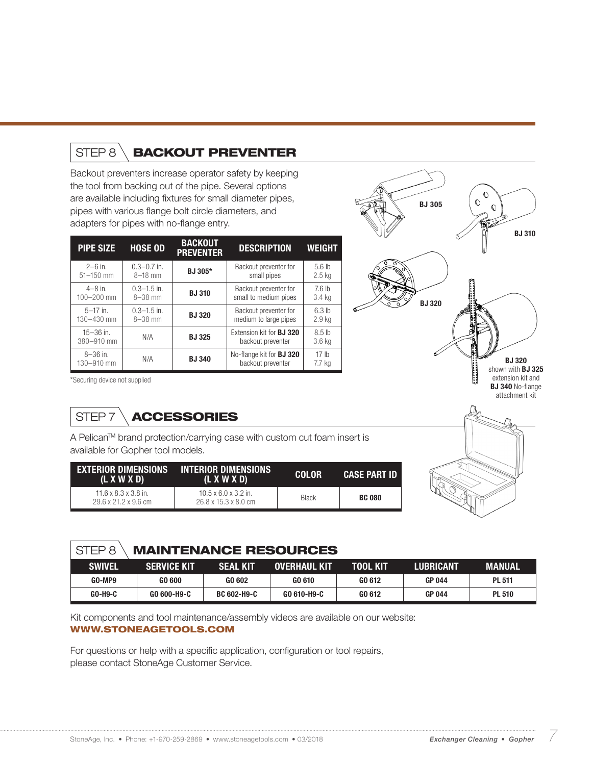## STEP 8 BACKOUT PREVENTER

Backout preventers increase operator safety by keeping the tool from backing out of the pipe. Several options are available including fixtures for small diameter pipes, pipes with various flange bolt circle diameters, and adapters for pipes with no-flange entry.

| PIPE SIZE | HOSE OD | BACKOUT PREVENTER | DESCRIPTION | WEIGHT |
|---|---|---|---|---|
| 2–6 in. 51–150 mm | 0.3–0.7 in. 8–18 mm | **BJ 305*** | Backout preventer for small pipes | 5.6 lb 2.5 kg |
| 4–8 in. 100–200 mm | 0.3–1.5 in. 8–38 mm | **BJ 310** | Backout preventer for small to medium pipes | 7.6 lb 3.4 kg |
| 5–17 in. 130–430 mm | 0.3–1.5 in. 8–38 mm | **BJ 320** | Backout preventer for medium to large pipes | 6.3 lb 2.9 kg |
| 15–36 in. 380–910 mm | N/A | **BJ 325** | Extension kit for **BJ 320** backout preventer | 8.5 lb 3.6 kg |
| 8–36 in. 130–910 mm | N/A | **BJ 340** | No-flange kit for **BJ 320** backout preventer | 17 lb 7.7 kg |

*Securing device not supplied

BJ 305

BJ 310

BJ 320

**BJ 320** shown with **BJ 325** extension kit and **BJ 340** No-flange attachment kit

## STEP 7 ACCESSORIES

A Pelican™ brand protection/carrying case with custom cut foam insert is available for Gopher tool models.

| EXTERIOR DIMENSIONS (L X W X D) | INTERIOR DIMENSIONS (L X W X D) | COLOR | CASE PART ID |
|---|---|---|---|
| 11.6 x 8.3 x 3.8 in. 29.6 x 21.2 x 9.6 cm | 10.5 x 6.0 x 3.2 in. 26.8 x 15.3 x 8.0 cm | Black | **BC 080** |

## STEP 8 MAINTENANCE RESOURCES

| SWIVEL | SERVICE KIT | SEAL KIT | OVERHAUL KIT | TOOL KIT | LUBRICANT | MANUAL |
|---|---|---|---|---|---|---|
| GO-MP9 | GO 600 | GO 602 | GO 610 | GO 612 | GP 044 | PL 511 |
| GO-H9-C | GO 600-H9-C | BC 602-H9-C | GO 610-H9-C | GO 612 | GP 044 | PL 510 |

Kit components and tool maintenance/assembly videos are available on our website:
**WWW.STONEAGETOOLS.COM**

For questions or help with a specific application, configuration or tool repairs, please contact StoneAge Customer Service.

StoneAge, Inc. • Phone: +1-970-259-2869 • www.stoneagetools.com • 03/2018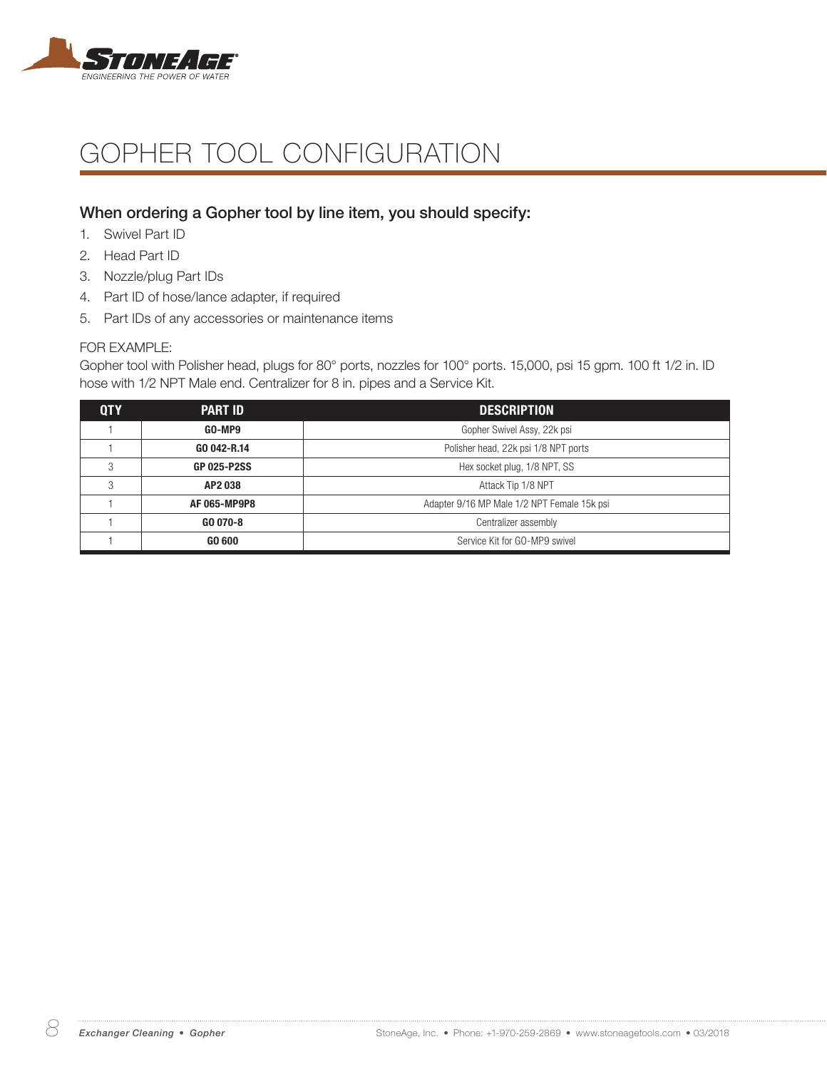# GOPHER TOOL CONFIGURATION

## When ordering a Gopher tool by line item, you should specify:

1. Swivel Part ID
2. Head Part ID
3. Nozzle/plug Part IDs
4. Part ID of hose/lance adapter, if required
5. Part IDs of any accessories or maintenance items

FOR EXAMPLE:

Gopher tool with Polisher head, plugs for 80° ports, nozzles for 100° ports. 15,000, psi 15 gpm. 100 ft 1/2 in. ID hose with 1/2 NPT Male end. Centralizer for 8 in. pipes and a Service Kit.

| QTY | PART ID | DESCRIPTION |
|---|---|---|
| 1 | **GO-MP9** | Gopher Swivel Assy, 22k psi |
| 1 | **GO 042-R.14** | Polisher head, 22k psi 1/8 NPT ports |
| 3 | **GP 025-P2SS** | Hex socket plug, 1/8 NPT, SS |
| 3 | **AP2 038** | Attack Tip 1/8 NPT |
| 1 | **AF 065-MP9P8** | Adapter 9/16 MP Male 1/2 NPT Female 15k psi |
| 1 | **GO 070-8** | Centralizer assembly |
| 1 | **GO 600** | Service Kit for GO-MP9 swivel |